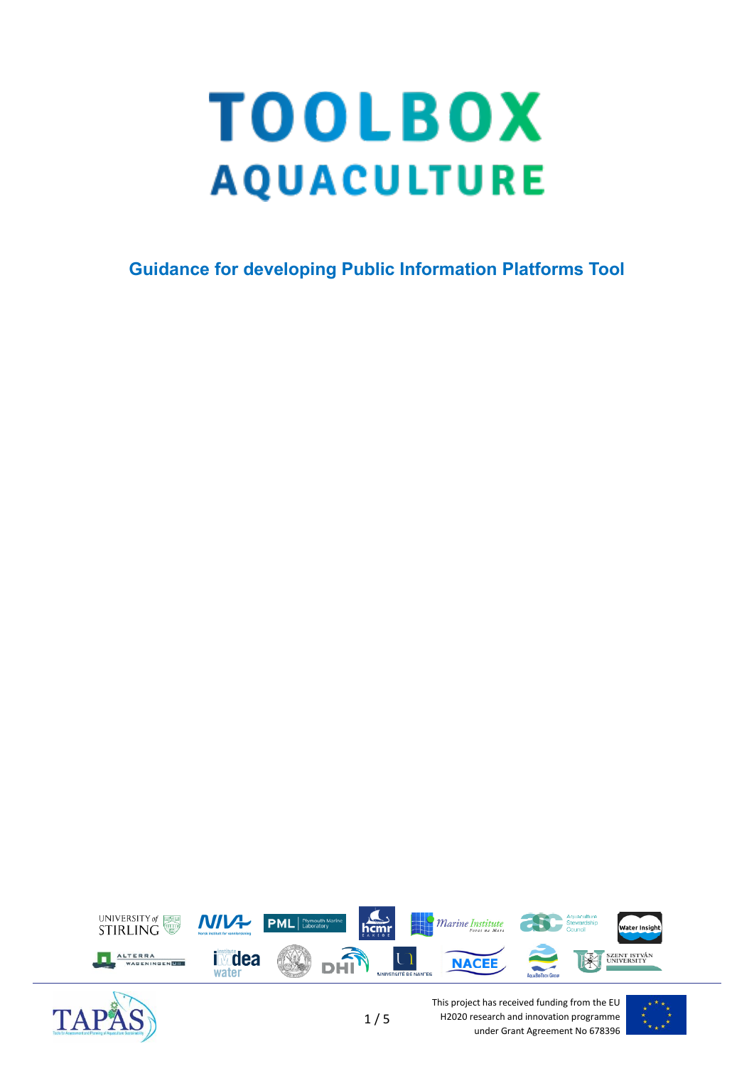# TOOLBOX
# AQUACULTURE

## Guidance for developing Public Information Platforms Tool

This project has received funding from the EU H2020 research and innovation programme under Grant Agreement No 678396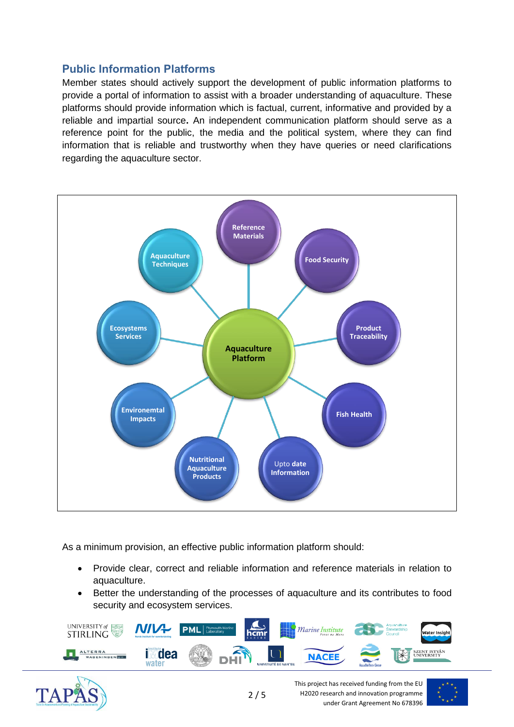## Public Information Platforms

Member states should actively support the development of public information platforms to provide a portal of information to assist with a broader understanding of aquaculture. These platforms should provide information which is factual, current, informative and provided by a reliable and impartial source**.** An independent communication platform should serve as a reference point for the public, the media and the political system, where they can find information that is reliable and trustworthy when they have queries or need clarifications regarding the aquaculture sector.

Reference Materials

Aquaculture Techniques

Food Security

Ecosystems Services

Aquaculture Platform

Product Traceability

Environemtal Impacts

Fish Health

Nutritional Aquaculture Products

Upto date Information

As a minimum provision, an effective public information platform should:

- Provide clear, correct and reliable information and reference materials in relation to aquaculture.
- Better the understanding of the processes of aquaculture and its contributes to food security and ecosystem services.

This project has received funding from the EU H2020 research and innovation programme under Grant Agreement No 678396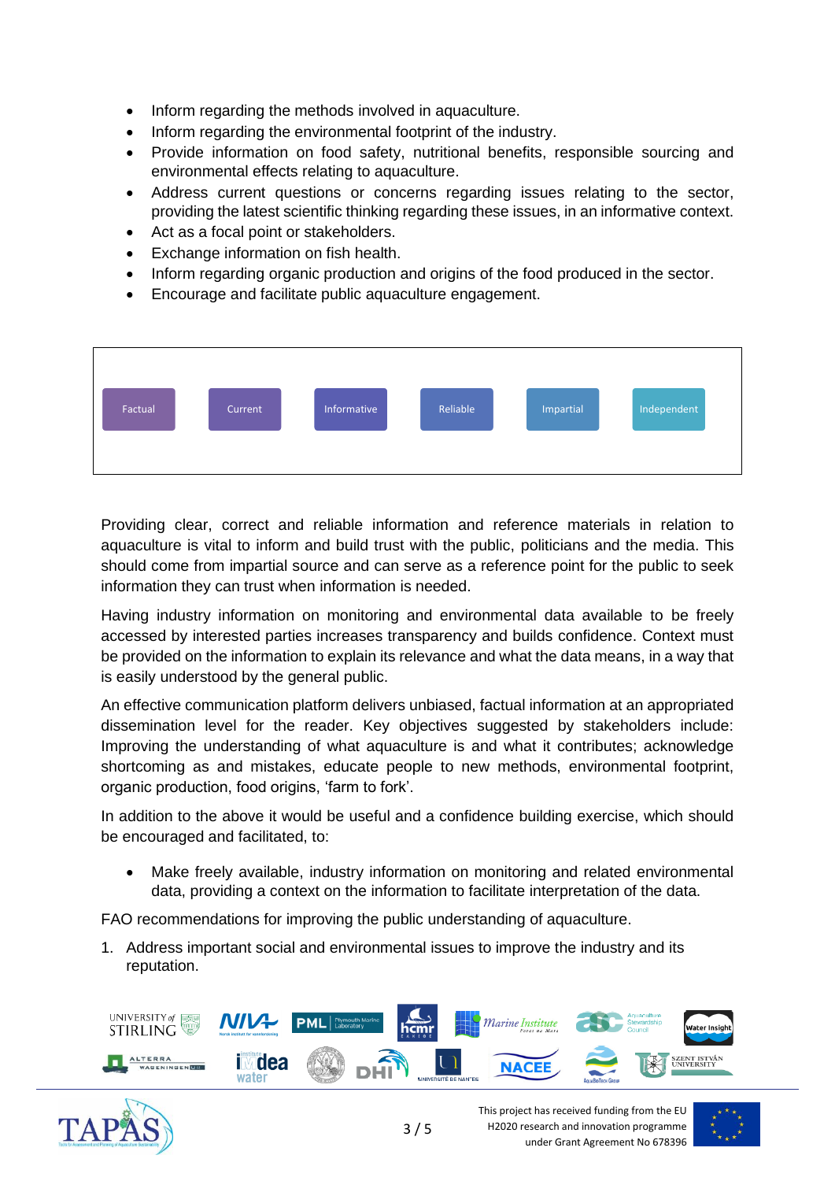- Inform regarding the methods involved in aquaculture.
- Inform regarding the environmental footprint of the industry.
- Provide information on food safety, nutritional benefits, responsible sourcing and environmental effects relating to aquaculture.
- Address current questions or concerns regarding issues relating to the sector, providing the latest scientific thinking regarding these issues, in an informative context.
- Act as a focal point or stakeholders.
- Exchange information on fish health.
- Inform regarding organic production and origins of the food produced in the sector.
- Encourage and facilitate public aquaculture engagement.

| Factual | Current | Informative | Reliable | Impartial | Independent |
| --- | --- | --- | --- | --- | --- |

Providing clear, correct and reliable information and reference materials in relation to aquaculture is vital to inform and build trust with the public, politicians and the media. This should come from impartial source and can serve as a reference point for the public to seek information they can trust when information is needed.

Having industry information on monitoring and environmental data available to be freely accessed by interested parties increases transparency and builds confidence. Context must be provided on the information to explain its relevance and what the data means, in a way that is easily understood by the general public.

An effective communication platform delivers unbiased, factual information at an appropriated dissemination level for the reader. Key objectives suggested by stakeholders include: Improving the understanding of what aquaculture is and what it contributes; acknowledge shortcoming as and mistakes, educate people to new methods, environmental footprint, organic production, food origins, 'farm to fork'.

In addition to the above it would be useful and a confidence building exercise, which should be encouraged and facilitated, to:

- Make freely available, industry information on monitoring and related environmental data, providing a context on the information to facilitate interpretation of the data.

FAO recommendations for improving the public understanding of aquaculture.

1. Address important social and environmental issues to improve the industry and its reputation.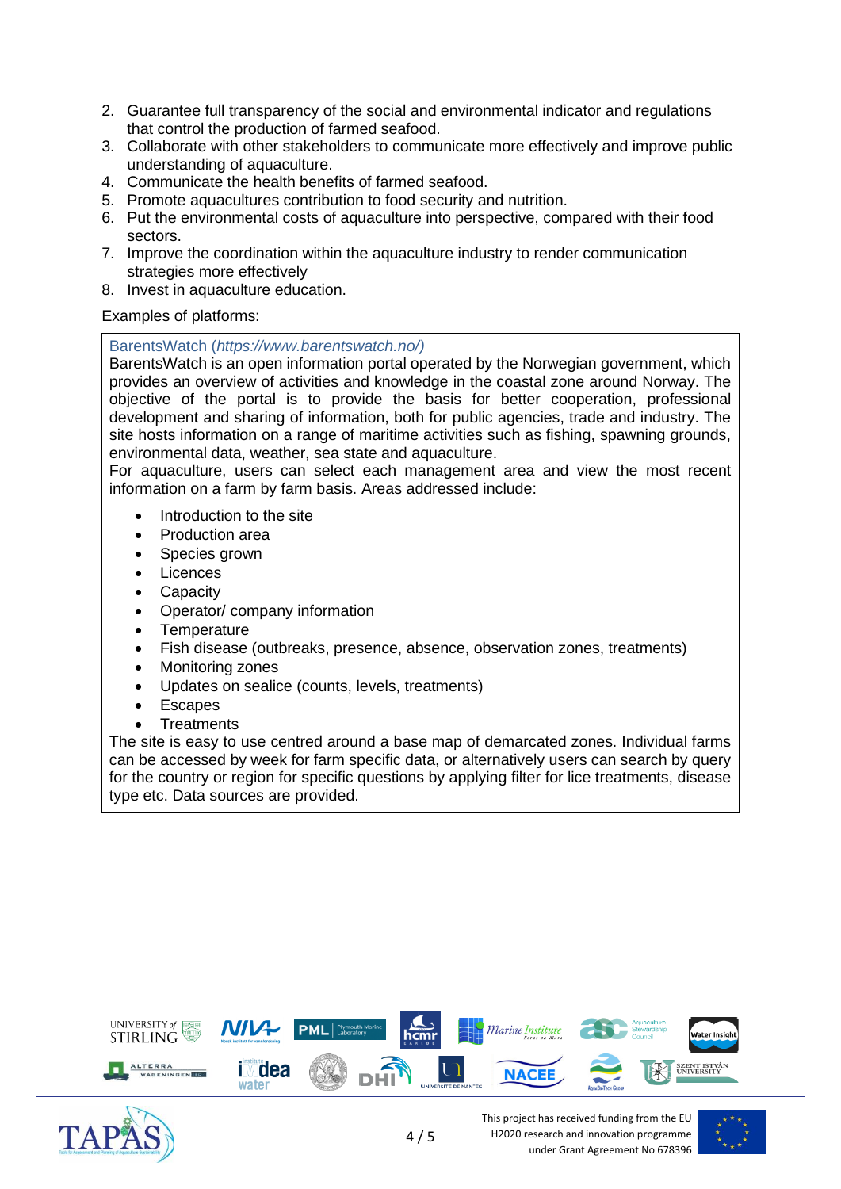2. Guarantee full transparency of the social and environmental indicator and regulations that control the production of farmed seafood.
3. Collaborate with other stakeholders to communicate more effectively and improve public understanding of aquaculture.
4. Communicate the health benefits of farmed seafood.
5. Promote aquacultures contribution to food security and nutrition.
6. Put the environmental costs of aquaculture into perspective, compared with their food sectors.
7. Improve the coordination within the aquaculture industry to render communication strategies more effectively
8. Invest in aquaculture education.

Examples of platforms:

BarentsWatch (*https://www.barentswatch.no/)*

BarentsWatch is an open information portal operated by the Norwegian government, which provides an overview of activities and knowledge in the coastal zone around Norway. The objective of the portal is to provide the basis for better cooperation, professional development and sharing of information, both for public agencies, trade and industry. The site hosts information on a range of maritime activities such as fishing, spawning grounds, environmental data, weather, sea state and aquaculture.

For aquaculture, users can select each management area and view the most recent information on a farm by farm basis. Areas addressed include:

- Introduction to the site
- Production area
- Species grown
- Licences
- Capacity
- Operator/ company information
- Temperature
- Fish disease (outbreaks, presence, absence, observation zones, treatments)
- Monitoring zones
- Updates on sealice (counts, levels, treatments)
- Escapes
- Treatments

The site is easy to use centred around a base map of demarcated zones. Individual farms can be accessed by week for farm specific data, or alternatively users can search by query for the country or region for specific questions by applying filter for lice treatments, disease type etc. Data sources are provided.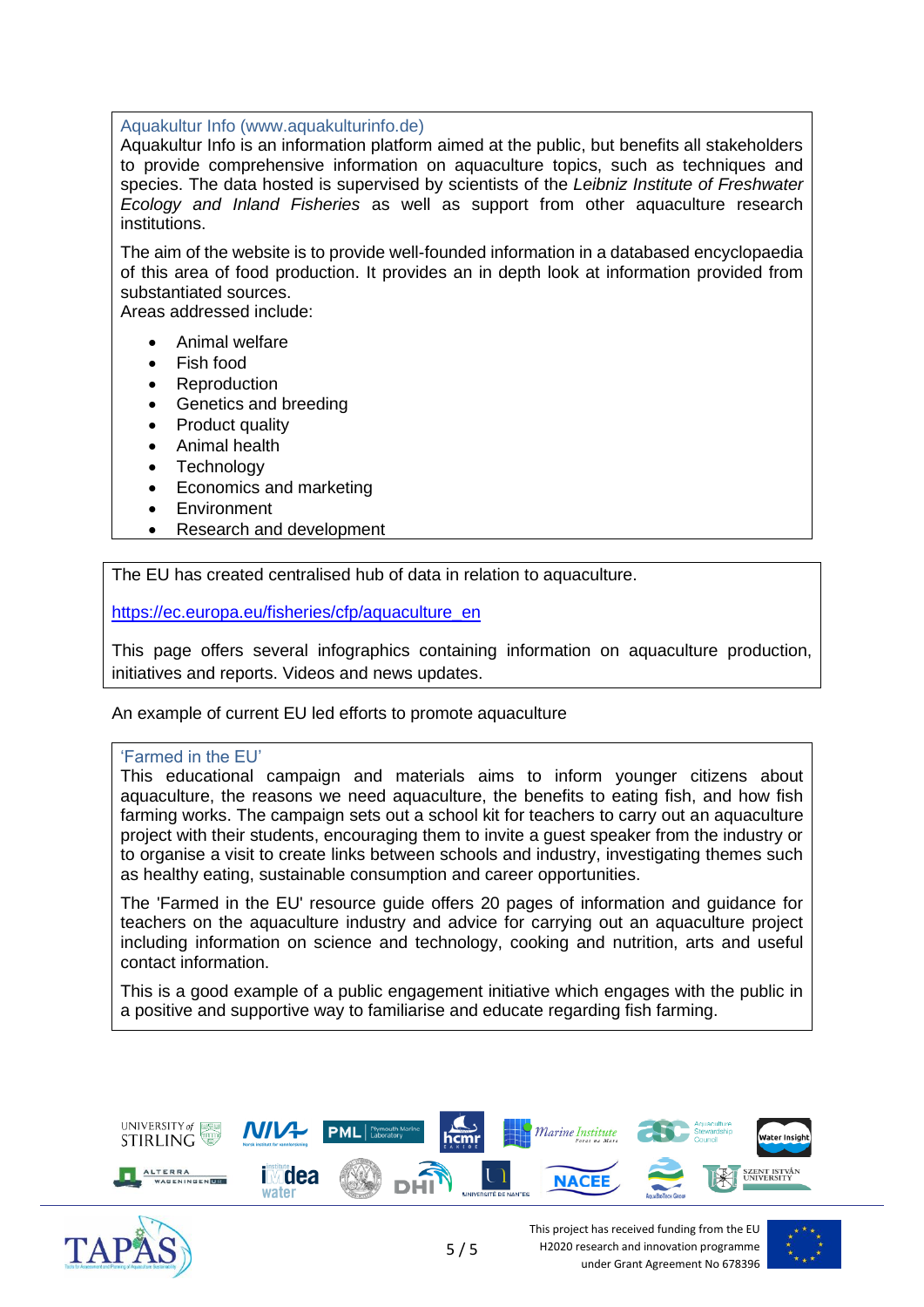### Aquakultur Info (www.aquakulturinfo.de)

Aquakultur Info is an information platform aimed at the public, but benefits all stakeholders to provide comprehensive information on aquaculture topics, such as techniques and species. The data hosted is supervised by scientists of the *Leibniz Institute of Freshwater Ecology and Inland Fisheries* as well as support from other aquaculture research institutions.

The aim of the website is to provide well-founded information in a databased encyclopaedia of this area of food production. It provides an in depth look at information provided from substantiated sources.
Areas addressed include:

- Animal welfare
- Fish food
- Reproduction
- Genetics and breeding
- Product quality
- Animal health
- Technology
- Economics and marketing
- Environment
- Research and development

The EU has created centralised hub of data in relation to aquaculture.

https://ec.europa.eu/fisheries/cfp/aquaculture_en

This page offers several infographics containing information on aquaculture production, initiatives and reports. Videos and news updates.

An example of current EU led efforts to promote aquaculture

### 'Farmed in the EU'

This educational campaign and materials aims to inform younger citizens about aquaculture, the reasons we need aquaculture, the benefits to eating fish, and how fish farming works. The campaign sets out a school kit for teachers to carry out an aquaculture project with their students, encouraging them to invite a guest speaker from the industry or to organise a visit to create links between schools and industry, investigating themes such as healthy eating, sustainable consumption and career opportunities.

The 'Farmed in the EU' resource guide offers 20 pages of information and guidance for teachers on the aquaculture industry and advice for carrying out an aquaculture project including information on science and technology, cooking and nutrition, arts and useful contact information.

This is a good example of a public engagement initiative which engages with the public in a positive and supportive way to familiarise and educate regarding fish farming.

This project has received funding from the EU H2020 research and innovation programme under Grant Agreement No 678396